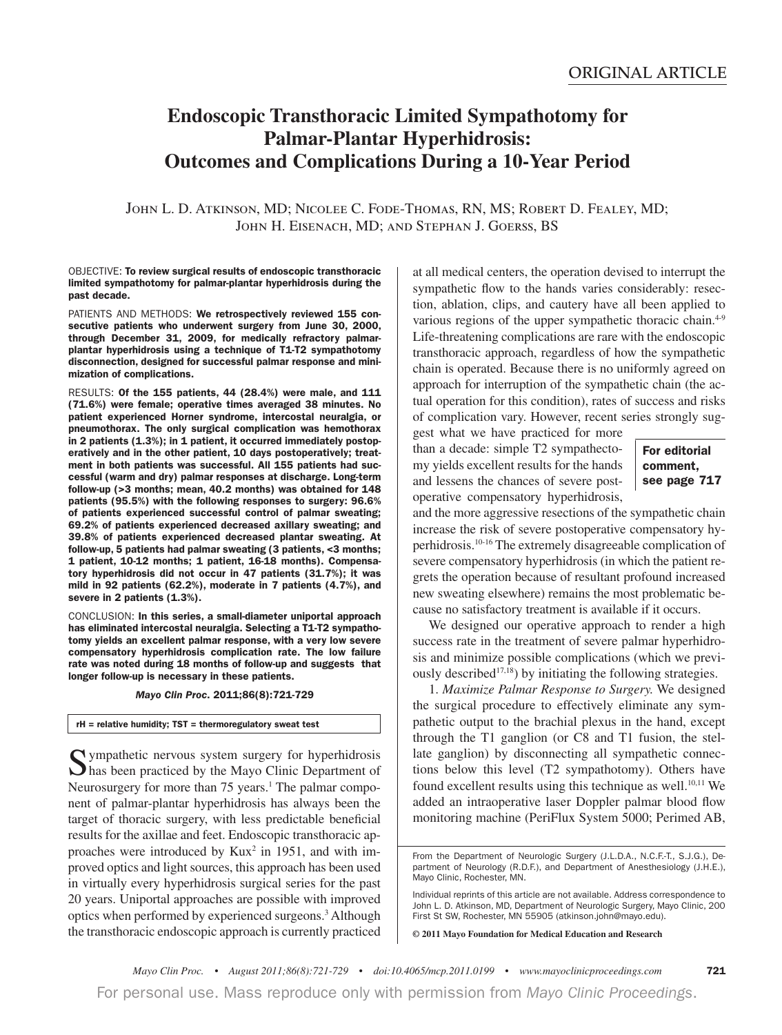ORIGINAL ARTICLE

# Endoscopic Transthoracic Limited Sympathotomy for Palmar-Plantar Hyperhidrosis: Outcomes and Complications During a 10-Year Period

John L. D. Atkinson, MD; Nicolee C. Fode-Thomas, RN, MS; Robert D. Fealey, MD; John H. Eisenach, MD; and Stephan J. Goerss, BS

OBJECTIVE: **To review surgical results of endoscopic transthoracic limited sympathotomy for palmar-plantar hyperhidrosis during the past decade.**

PATIENTS AND METHODS: **We retrospectively reviewed 155 consecutive patients who underwent surgery from June 30, 2000, through December 31, 2009, for medically refractory palmar-plantar hyperhidrosis using a technique of T1-T2 sympathotomy disconnection, designed for successful palmar response and minimization of complications.**

RESULTS: **Of the 155 patients, 44 (28.4%) were male, and 111 (71.6%) were female; operative times averaged 38 minutes. No patient experienced Horner syndrome, intercostal neuralgia, or pneumothorax. The only surgical complication was hemothorax in 2 patients (1.3%); in 1 patient, it occurred immediately postoperatively and in the other patient, 10 days postoperatively; treatment in both patients was successful. All 155 patients had successful (warm and dry) palmar responses at discharge. Long-term follow-up (>3 months; mean, 40.2 months) was obtained for 148 patients (95.5%) with the following responses to surgery: 96.6% of patients experienced successful control of palmar sweating; 69.2% of patients experienced decreased axillary sweating; and 39.8% of patients experienced decreased plantar sweating. At follow-up, 5 patients had palmar sweating (3 patients, <3 months; 1 patient, 10-12 months; 1 patient, 16-18 months). Compensatory hyperhidrosis did not occur in 47 patients (31.7%); it was mild in 92 patients (62.2%), moderate in 7 patients (4.7%), and severe in 2 patients (1.3%).**

CONCLUSION: **In this series, a small-diameter uniportal approach has eliminated intercostal neuralgia. Selecting a T1-T2 sympathotomy yields an excellent palmar response, with a very low severe compensatory hyperhidrosis complication rate. The low failure rate was noted during 18 months of follow-up and suggests that longer follow-up is necessary in these patients.**

*Mayo Clin Proc.* **2011;86(8):721-729**

rH = relative humidity; TST = thermoregulatory sweat test

Sympathetic nervous system surgery for hyperhidrosis has been practiced by the Mayo Clinic Department of Neurosurgery for more than 75 years.[1] The palmar component of palmar-plantar hyperhidrosis has always been the target of thoracic surgery, with less predictable beneficial results for the axillae and feet. Endoscopic transthoracic approaches were introduced by Kux[2] in 1951, and with improved optics and light sources, this approach has been used in virtually every hyperhidrosis surgical series for the past 20 years. Uniportal approaches are possible with improved optics when performed by experienced surgeons.[3] Although the transthoracic endoscopic approach is currently practiced at all medical centers, the operation devised to interrupt the sympathetic flow to the hands varies considerably: resection, ablation, clips, and cautery have all been applied to various regions of the upper sympathetic thoracic chain.[4-9] Life-threatening complications are rare with the endoscopic transthoracic approach, regardless of how the sympathetic chain is operated. Because there is no uniformly agreed on approach for interruption of the sympathetic chain (the actual operation for this condition), rates of success and risks of complication vary. However, recent series strongly suggest what we have practiced for more than a decade: simple T2 sympathectomy yields excellent results for the hands and lessens the chances of severe postoperative compensatory hyperhidrosis, and the more aggressive resections of the sympathetic chain increase the risk of severe postoperative compensatory hyperhidrosis.[10-16] The extremely disagreeable complication of severe compensatory hyperhidrosis (in which the patient regrets the operation because of resultant profound increased new sweating elsewhere) remains the most problematic because no satisfactory treatment is available if it occurs.

**For editorial comment, see page 717**

We designed our operative approach to render a high success rate in the treatment of severe palmar hyperhidrosis and minimize possible complications (which we previously described[17,18]) by initiating the following strategies.

1. *Maximize Palmar Response to Surgery.* We designed the surgical procedure to effectively eliminate any sympathetic output to the brachial plexus in the hand, except through the T1 ganglion (or C8 and T1 fusion, the stellate ganglion) by disconnecting all sympathetic connections below this level (T2 sympathotomy). Others have found excellent results using this technique as well.[10,11] We added an intraoperative laser Doppler palmar blood flow monitoring machine (PeriFlux System 5000; Perimed AB,

From the Department of Neurologic Surgery (J.L.D.A., N.C.F.-T., S.J.G.), Department of Neurology (R.D.F.), and Department of Anesthesiology (J.H.E.), Mayo Clinic, Rochester, MN.

Individual reprints of this article are not available. Address correspondence to John L. D. Atkinson, MD, Department of Neurologic Surgery, Mayo Clinic, 200 First St SW, Rochester, MN 55905 (atkinson.john@mayo.edu).

**© 2011 Mayo Foundation for Medical Education and Research**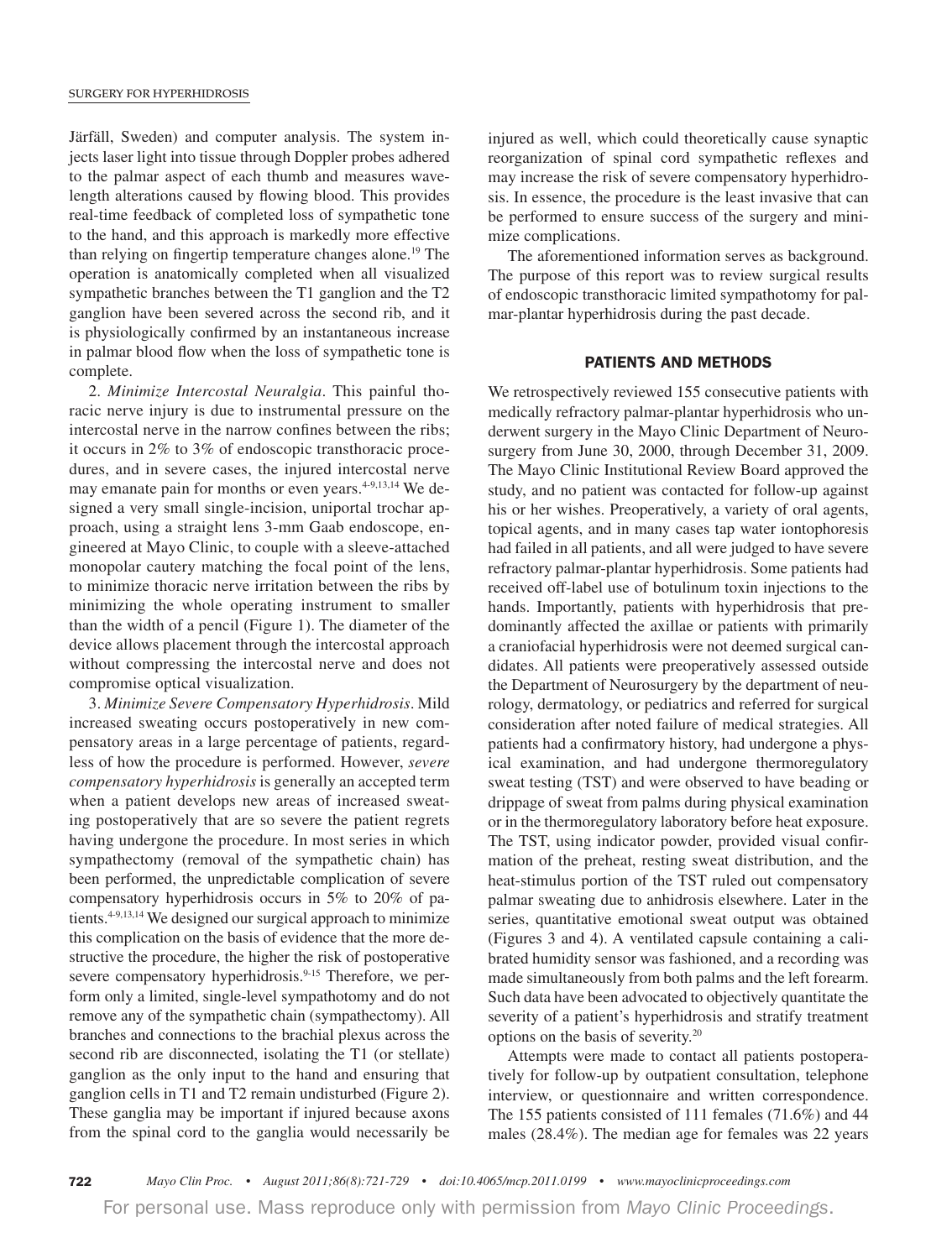Järfäll, Sweden) and computer analysis. The system injects laser light into tissue through Doppler probes adhered to the palmar aspect of each thumb and measures wavelength alterations caused by flowing blood. This provides real-time feedback of completed loss of sympathetic tone to the hand, and this approach is markedly more effective than relying on fingertip temperature changes alone.[19] The operation is anatomically completed when all visualized sympathetic branches between the T1 ganglion and the T2 ganglion have been severed across the second rib, and it is physiologically confirmed by an instantaneous increase in palmar blood flow when the loss of sympathetic tone is complete.

2. *Minimize Intercostal Neuralgia*. This painful thoracic nerve injury is due to instrumental pressure on the intercostal nerve in the narrow confines between the ribs; it occurs in 2% to 3% of endoscopic transthoracic procedures, and in severe cases, the injured intercostal nerve may emanate pain for months or even years.[4-9,13,14] We designed a very small single-incision, uniportal trochar approach, using a straight lens 3-mm Gaab endoscope, engineered at Mayo Clinic, to couple with a sleeve-attached monopolar cautery matching the focal point of the lens, to minimize thoracic nerve irritation between the ribs by minimizing the whole operating instrument to smaller than the width of a pencil (Figure 1). The diameter of the device allows placement through the intercostal approach without compressing the intercostal nerve and does not compromise optical visualization.

3. *Minimize Severe Compensatory Hyperhidrosis*. Mild increased sweating occurs postoperatively in new compensatory areas in a large percentage of patients, regardless of how the procedure is performed. However, *severe compensatory hyperhidrosis* is generally an accepted term when a patient develops new areas of increased sweating postoperatively that are so severe the patient regrets having undergone the procedure. In most series in which sympathectomy (removal of the sympathetic chain) has been performed, the unpredictable complication of severe compensatory hyperhidrosis occurs in 5% to 20% of patients.[4-9,13,14] We designed our surgical approach to minimize this complication on the basis of evidence that the more destructive the procedure, the higher the risk of postoperative severe compensatory hyperhidrosis.[9-15] Therefore, we perform only a limited, single-level sympathotomy and do not remove any of the sympathetic chain (sympathectomy). All branches and connections to the brachial plexus across the second rib are disconnected, isolating the T1 (or stellate) ganglion as the only input to the hand and ensuring that ganglion cells in T1 and T2 remain undisturbed (Figure 2). These ganglia may be important if injured because axons from the spinal cord to the ganglia would necessarily be injured as well, which could theoretically cause synaptic reorganization of spinal cord sympathetic reflexes and may increase the risk of severe compensatory hyperhidrosis. In essence, the procedure is the least invasive that can be performed to ensure success of the surgery and minimize complications.

The aforementioned information serves as background. The purpose of this report was to review surgical results of endoscopic transthoracic limited sympathotomy for palmar-plantar hyperhidrosis during the past decade.

## PATIENTS AND METHODS

We retrospectively reviewed 155 consecutive patients with medically refractory palmar-plantar hyperhidrosis who underwent surgery in the Mayo Clinic Department of Neurosurgery from June 30, 2000, through December 31, 2009. The Mayo Clinic Institutional Review Board approved the study, and no patient was contacted for follow-up against his or her wishes. Preoperatively, a variety of oral agents, topical agents, and in many cases tap water iontophoresis had failed in all patients, and all were judged to have severe refractory palmar-plantar hyperhidrosis. Some patients had received off-label use of botulinum toxin injections to the hands. Importantly, patients with hyperhidrosis that predominantly affected the axillae or patients with primarily a craniofacial hyperhidrosis were not deemed surgical candidates. All patients were preoperatively assessed outside the Department of Neurosurgery by the department of neurology, dermatology, or pediatrics and referred for surgical consideration after noted failure of medical strategies. All patients had a confirmatory history, had undergone a physical examination, and had undergone thermoregulatory sweat testing (TST) and were observed to have beading or drippage of sweat from palms during physical examination or in the thermoregulatory laboratory before heat exposure. The TST, using indicator powder, provided visual confirmation of the preheat, resting sweat distribution, and the heat-stimulus portion of the TST ruled out compensatory palmar sweating due to anhidrosis elsewhere. Later in the series, quantitative emotional sweat output was obtained (Figures 3 and 4). A ventilated capsule containing a calibrated humidity sensor was fashioned, and a recording was made simultaneously from both palms and the left forearm. Such data have been advocated to objectively quantitate the severity of a patient's hyperhidrosis and stratify treatment options on the basis of severity.[20]

Attempts were made to contact all patients postoperatively for follow-up by outpatient consultation, telephone interview, or questionnaire and written correspondence. The 155 patients consisted of 111 females (71.6%) and 44 males (28.4%). The median age for females was 22 years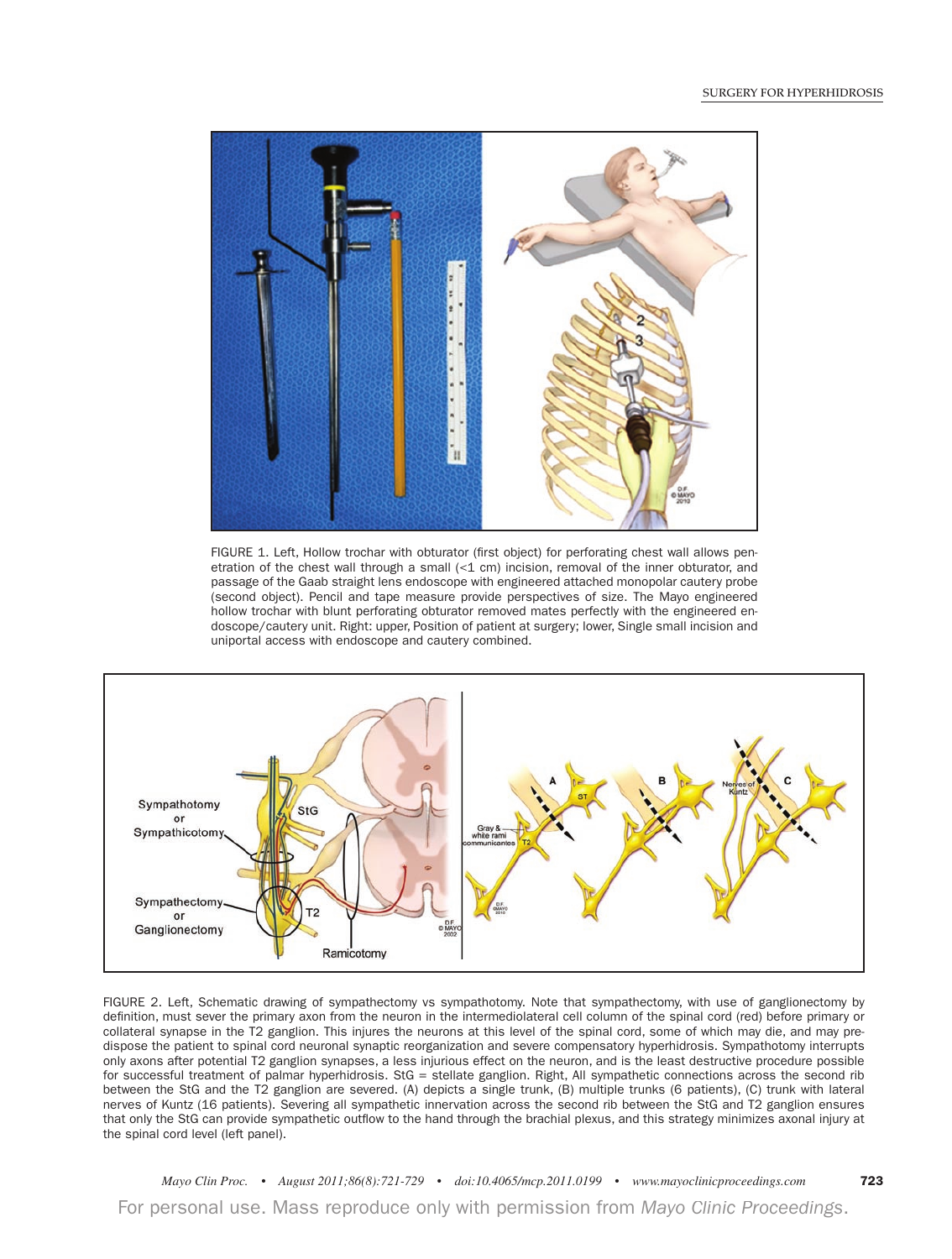FIGURE 1. Left, Hollow trochar with obturator (first object) for perforating chest wall allows penetration of the chest wall through a small (<1 cm) incision, removal of the inner obturator, and passage of the Gaab straight lens endoscope with engineered attached monopolar cautery probe (second object). Pencil and tape measure provide perspectives of size. The Mayo engineered hollow trochar with blunt perforating obturator removed mates perfectly with the engineered endoscope/cautery unit. Right: upper, Position of patient at surgery; lower, Single small incision and uniportal access with endoscope and cautery combined.

FIGURE 2. Left, Schematic drawing of sympathectomy vs sympathotomy. Note that sympathectomy, with use of ganglionectomy by definition, must sever the primary axon from the neuron in the intermediolateral cell column of the spinal cord (red) before primary or collateral synapse in the T2 ganglion. This injures the neurons at this level of the spinal cord, some of which may die, and may predispose the patient to spinal cord neuronal synaptic reorganization and severe compensatory hyperhidrosis. Sympathotomy interrupts only axons after potential T2 ganglion synapses, a less injurious effect on the neuron, and is the least destructive procedure possible for successful treatment of palmar hyperhidrosis. StG = stellate ganglion. Right, All sympathetic connections across the second rib between the StG and the T2 ganglion are severed. (A) depicts a single trunk, (B) multiple trunks (6 patients), (C) trunk with lateral nerves of Kuntz (16 patients). Severing all sympathetic innervation across the second rib between the StG and T2 ganglion ensures that only the StG can provide sympathetic outflow to the hand through the brachial plexus, and this strategy minimizes axonal injury at the spinal cord level (left panel).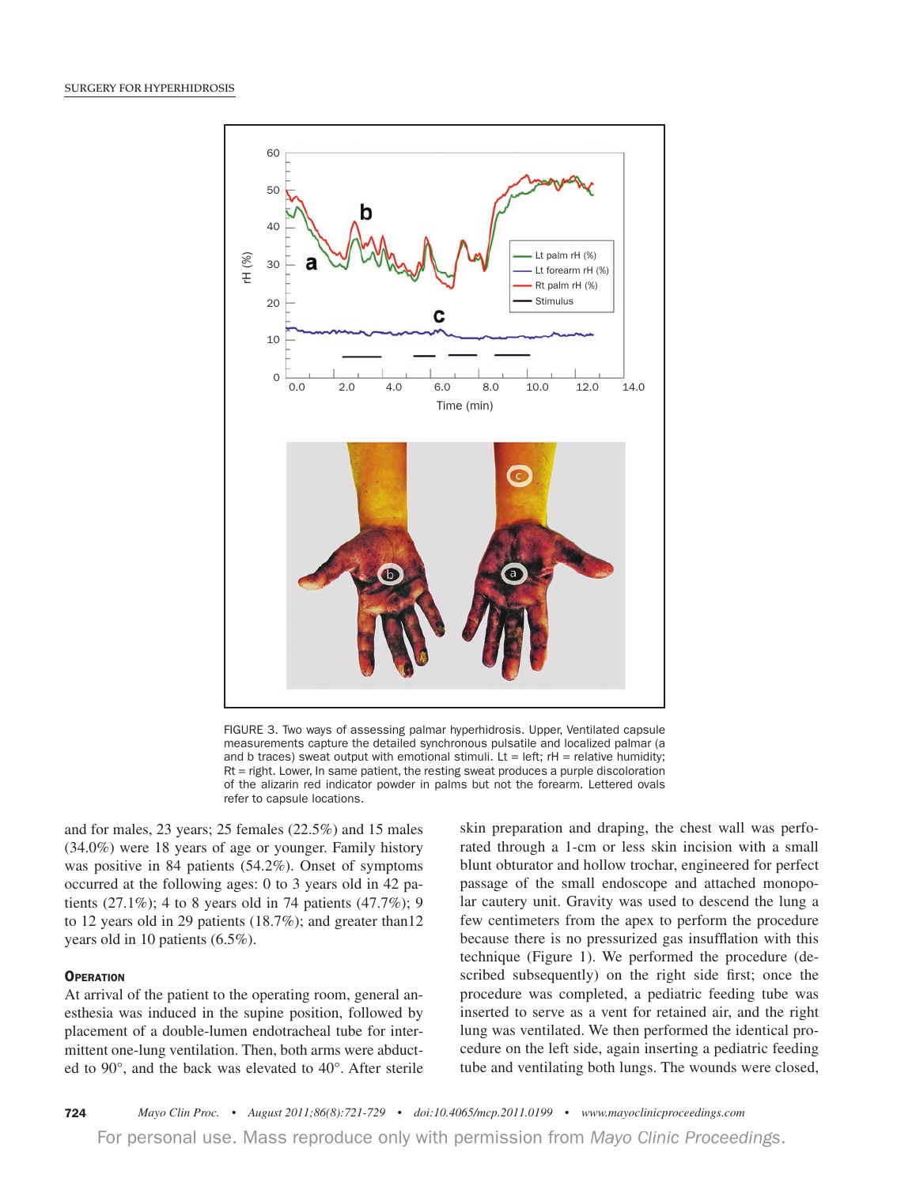FIGURE 3. Two ways of assessing palmar hyperhidrosis. Upper, Ventilated capsule measurements capture the detailed synchronous pulsatile and localized palmar (a and b traces) sweat output with emotional stimuli. Lt = left; rH = relative humidity; Rt = right. Lower, In same patient, the resting sweat produces a purple discoloration of the alizarin red indicator powder in palms but not the forearm. Lettered ovals refer to capsule locations.

and for males, 23 years; 25 females (22.5%) and 15 males (34.0%) were 18 years of age or younger. Family history was positive in 84 patients (54.2%). Onset of symptoms occurred at the following ages: 0 to 3 years old in 42 patients (27.1%); 4 to 8 years old in 74 patients (47.7%); 9 to 12 years old in 29 patients (18.7%); and greater than12 years old in 10 patients (6.5%).

### Operation

At arrival of the patient to the operating room, general anesthesia was induced in the supine position, followed by placement of a double-lumen endotracheal tube for intermittent one-lung ventilation. Then, both arms were abducted to 90°, and the back was elevated to 40°. After sterile skin preparation and draping, the chest wall was perforated through a 1-cm or less skin incision with a small blunt obturator and hollow trochar, engineered for perfect passage of the small endoscope and attached monopolar cautery unit. Gravity was used to descend the lung a few centimeters from the apex to perform the procedure because there is no pressurized gas insufflation with this technique (Figure 1). We performed the procedure (described subsequently) on the right side first; once the procedure was completed, a pediatric feeding tube was inserted to serve as a vent for retained air, and the right lung was ventilated. We then performed the identical procedure on the left side, again inserting a pediatric feeding tube and ventilating both lungs. The wounds were closed,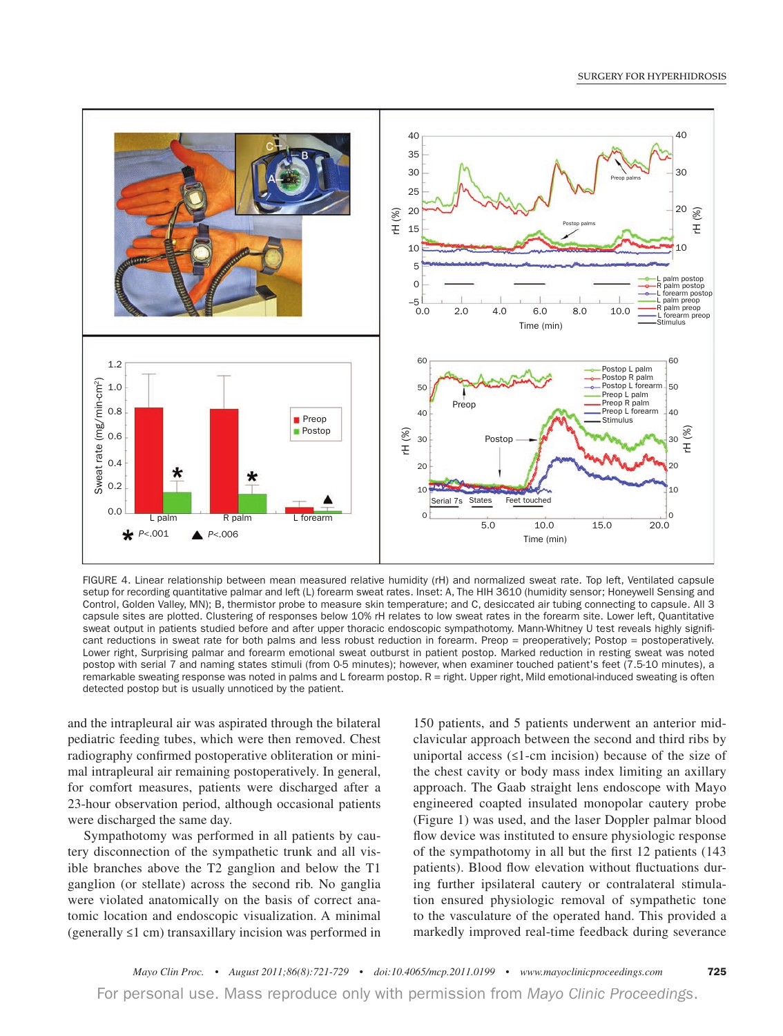FIGURE 4. Linear relationship between mean measured relative humidity (rH) and normalized sweat rate. Top left, Ventilated capsule setup for recording quantitative palmar and left (L) forearm sweat rates. Inset: A, The HIH 3610 (humidity sensor; Honeywell Sensing and Control, Golden Valley, MN); B, thermistor probe to measure skin temperature; and C, desiccated air tubing connecting to capsule. All 3 capsule sites are plotted. Clustering of responses below 10% rH relates to low sweat rates in the forearm site. Lower left, Quantitative sweat output in patients studied before and after upper thoracic endoscopic sympathotomy. Mann-Whitney U test reveals highly significant reductions in sweat rate for both palms and less robust reduction in forearm. Preop = preoperatively; Postop = postoperatively. Lower right, Surprising palmar and forearm emotional sweat outburst in patient postop. Marked reduction in resting sweat was noted postop with serial 7 and naming states stimuli (from 0-5 minutes); however, when examiner touched patient's feet (7.5-10 minutes), a remarkable sweating response was noted in palms and L forearm postop. R = right. Upper right, Mild emotional-induced sweating is often detected postop but is usually unnoticed by the patient.

and the intrapleural air was aspirated through the bilateral pediatric feeding tubes, which were then removed. Chest radiography confirmed postoperative obliteration or minimal intrapleural air remaining postoperatively. In general, for comfort measures, patients were discharged after a 23-hour observation period, although occasional patients were discharged the same day.

Sympathotomy was performed in all patients by cautery disconnection of the sympathetic trunk and all visible branches above the T2 ganglion and below the T1 ganglion (or stellate) across the second rib. No ganglia were violated anatomically on the basis of correct anatomic location and endoscopic visualization. A minimal (generally ≤1 cm) transaxillary incision was performed in 150 patients, and 5 patients underwent an anterior midclavicular approach between the second and third ribs by uniportal access (≤1-cm incision) because of the size of the chest cavity or body mass index limiting an axillary approach. The Gaab straight lens endoscope with Mayo engineered coapted insulated monopolar cautery probe (Figure 1) was used, and the laser Doppler palmar blood flow device was instituted to ensure physiologic response of the sympathotomy in all but the first 12 patients (143 patients). Blood flow elevation without fluctuations during further ipsilateral cautery or contralateral stimulation ensured physiologic removal of sympathetic tone to the vasculature of the operated hand. This provided a markedly improved real-time feedback during severance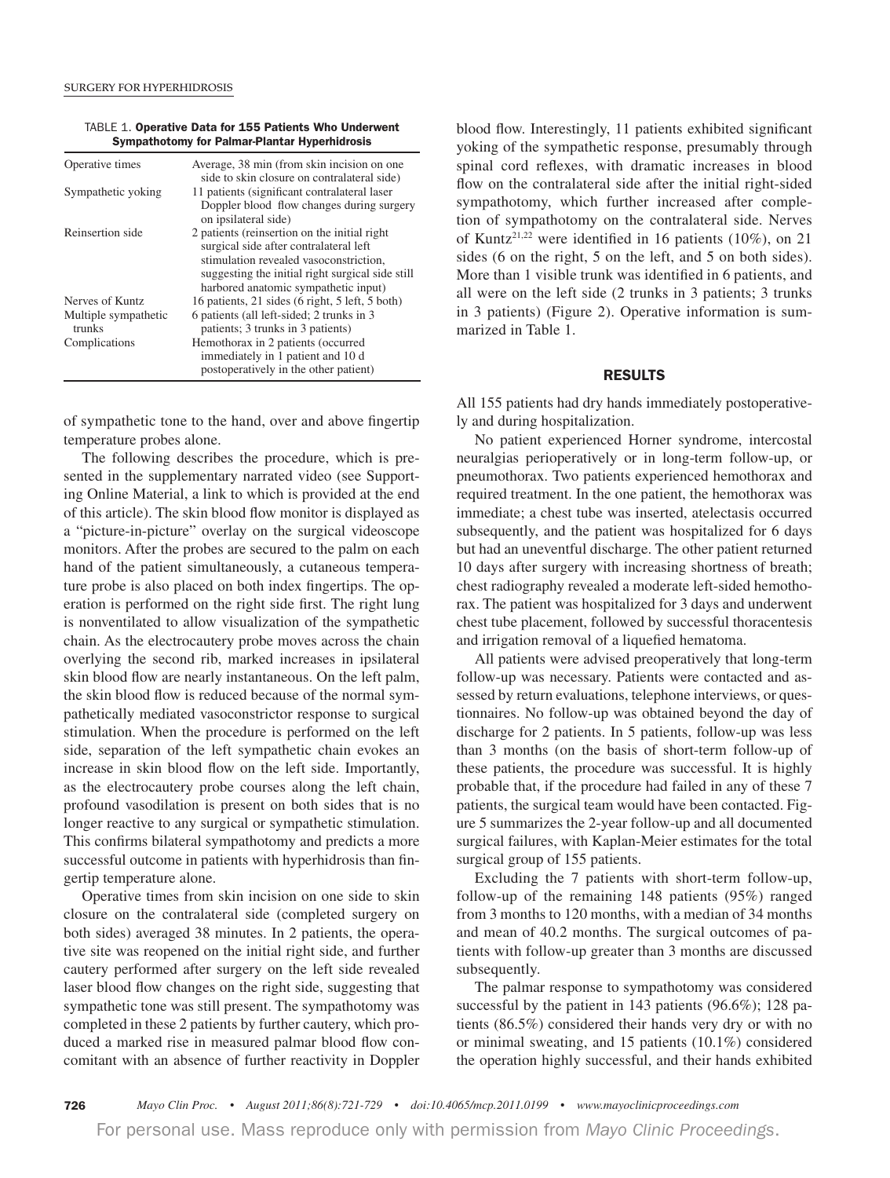TABLE 1. **Operative Data for 155 Patients Who Underwent Sympathotomy for Palmar-Plantar Hyperhidrosis**

| | |
|---|---|
| Operative times | Average, 38 min (from skin incision on one side to skin closure on contralateral side) |
| Sympathetic yoking | 11 patients (significant contralateral laser Doppler blood flow changes during surgery on ipsilateral side) |
| Reinsertion side | 2 patients (reinsertion on the initial right surgical side after contralateral left stimulation revealed vasoconstriction, suggesting the initial right surgical side still harbored anatomic sympathetic input) |
| Nerves of Kuntz | 16 patients, 21 sides (6 right, 5 left, 5 both) |
| Multiple sympathetic trunks | 6 patients (all left-sided; 2 trunks in 3 patients; 3 trunks in 3 patients) |
| Complications | Hemothorax in 2 patients (occurred immediately in 1 patient and 10 d postoperatively in the other patient) |

of sympathetic tone to the hand, over and above fingertip temperature probes alone.

The following describes the procedure, which is presented in the supplementary narrated video (see Supporting Online Material, a link to which is provided at the end of this article). The skin blood flow monitor is displayed as a "picture-in-picture" overlay on the surgical videoscope monitors. After the probes are secured to the palm on each hand of the patient simultaneously, a cutaneous temperature probe is also placed on both index fingertips. The operation is performed on the right side first. The right lung is nonventilated to allow visualization of the sympathetic chain. As the electrocautery probe moves across the chain overlying the second rib, marked increases in ipsilateral skin blood flow are nearly instantaneous. On the left palm, the skin blood flow is reduced because of the normal sympathetically mediated vasoconstrictor response to surgical stimulation. When the procedure is performed on the left side, separation of the left sympathetic chain evokes an increase in skin blood flow on the left side. Importantly, as the electrocautery probe courses along the left chain, profound vasodilation is present on both sides that is no longer reactive to any surgical or sympathetic stimulation. This confirms bilateral sympathotomy and predicts a more successful outcome in patients with hyperhidrosis than fingertip temperature alone.

Operative times from skin incision on one side to skin closure on the contralateral side (completed surgery on both sides) averaged 38 minutes. In 2 patients, the operative site was reopened on the initial right side, and further cautery performed after surgery on the left side revealed laser blood flow changes on the right side, suggesting that sympathetic tone was still present. The sympathotomy was completed in these 2 patients by further cautery, which produced a marked rise in measured palmar blood flow concomitant with an absence of further reactivity in Doppler blood flow. Interestingly, 11 patients exhibited significant yoking of the sympathetic response, presumably through spinal cord reflexes, with dramatic increases in blood flow on the contralateral side after the initial right-sided sympathotomy, which further increased after completion of sympathotomy on the contralateral side. Nerves of Kuntz[21,22] were identified in 16 patients (10%), on 21 sides (6 on the right, 5 on the left, and 5 on both sides). More than 1 visible trunk was identified in 6 patients, and all were on the left side (2 trunks in 3 patients; 3 trunks in 3 patients) (Figure 2). Operative information is summarized in Table 1.

## RESULTS

All 155 patients had dry hands immediately postoperatively and during hospitalization.

No patient experienced Horner syndrome, intercostal neuralgias perioperatively or in long-term follow-up, or pneumothorax. Two patients experienced hemothorax and required treatment. In the one patient, the hemothorax was immediate; a chest tube was inserted, atelectasis occurred subsequently, and the patient was hospitalized for 6 days but had an uneventful discharge. The other patient returned 10 days after surgery with increasing shortness of breath; chest radiography revealed a moderate left-sided hemothorax. The patient was hospitalized for 3 days and underwent chest tube placement, followed by successful thoracentesis and irrigation removal of a liquefied hematoma.

All patients were advised preoperatively that long-term follow-up was necessary. Patients were contacted and assessed by return evaluations, telephone interviews, or questionnaires. No follow-up was obtained beyond the day of discharge for 2 patients. In 5 patients, follow-up was less than 3 months (on the basis of short-term follow-up of these patients, the procedure was successful. It is highly probable that, if the procedure had failed in any of these 7 patients, the surgical team would have been contacted. Figure 5 summarizes the 2-year follow-up and all documented surgical failures, with Kaplan-Meier estimates for the total surgical group of 155 patients.

Excluding the 7 patients with short-term follow-up, follow-up of the remaining 148 patients (95%) ranged from 3 months to 120 months, with a median of 34 months and mean of 40.2 months. The surgical outcomes of patients with follow-up greater than 3 months are discussed subsequently.

The palmar response to sympathotomy was considered successful by the patient in 143 patients (96.6%); 128 patients (86.5%) considered their hands very dry or with no or minimal sweating, and 15 patients (10.1%) considered the operation highly successful, and their hands exhibited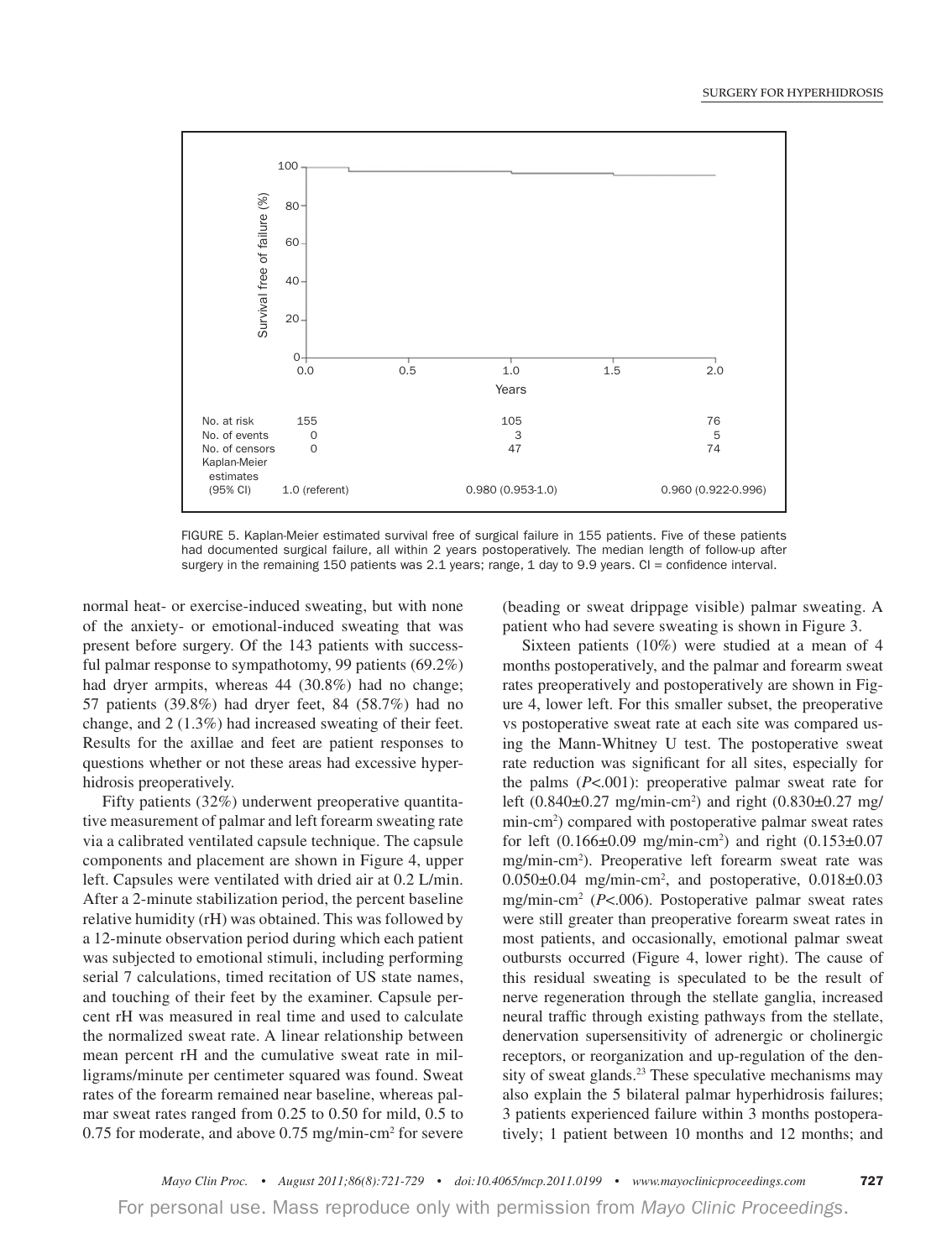| No. at risk | 155 | 105 | 76 |
|---|---|---|---|
| No. of events | 0 | 3 | 5 |
| No. of censors | 0 | 47 | 74 |
| Kaplan-Meier estimates (95% CI) | 1.0 (referent) | 0.980 (0.953-1.0) | 0.960 (0.922-0.996) |

FIGURE 5. Kaplan-Meier estimated survival free of surgical failure in 155 patients. Five of these patients had documented surgical failure, all within 2 years postoperatively. The median length of follow-up after surgery in the remaining 150 patients was 2.1 years; range, 1 day to 9.9 years. CI = confidence interval.

normal heat- or exercise-induced sweating, but with none of the anxiety- or emotional-induced sweating that was present before surgery. Of the 143 patients with successful palmar response to sympathotomy, 99 patients (69.2%) had dryer armpits, whereas 44 (30.8%) had no change; 57 patients (39.8%) had dryer feet, 84 (58.7%) had no change, and 2 (1.3%) had increased sweating of their feet. Results for the axillae and feet are patient responses to questions whether or not these areas had excessive hyperhidrosis preoperatively.

Fifty patients (32%) underwent preoperative quantitative measurement of palmar and left forearm sweating rate via a calibrated ventilated capsule technique. The capsule components and placement are shown in Figure 4, upper left. Capsules were ventilated with dried air at 0.2 L/min. After a 2-minute stabilization period, the percent baseline relative humidity (rH) was obtained. This was followed by a 12-minute observation period during which each patient was subjected to emotional stimuli, including performing serial 7 calculations, timed recitation of US state names, and touching of their feet by the examiner. Capsule percent rH was measured in real time and used to calculate the normalized sweat rate. A linear relationship between mean percent rH and the cumulative sweat rate in milligrams/minute per centimeter squared was found. Sweat rates of the forearm remained near baseline, whereas palmar sweat rates ranged from 0.25 to 0.50 for mild, 0.5 to 0.75 for moderate, and above 0.75 mg/min-cm$^2$ for severe (beading or sweat drippage visible) palmar sweating. A patient who had severe sweating is shown in Figure 3.

Sixteen patients (10%) were studied at a mean of 4 months postoperatively, and the palmar and forearm sweat rates preoperatively and postoperatively are shown in Figure 4, lower left. For this smaller subset, the preoperative vs postoperative sweat rate at each site was compared using the Mann-Whitney U test. The postoperative sweat rate reduction was significant for all sites, especially for the palms ($P<.001$): preoperative palmar sweat rate for left (0.840±0.27 mg/min-cm$^2$) and right (0.830±0.27 mg/min-cm$^2$) compared with postoperative palmar sweat rates for left (0.166±0.09 mg/min-cm$^2$) and right (0.153±0.07 mg/min-cm$^2$). Preoperative left forearm sweat rate was 0.050±0.04 mg/min-cm$^2$, and postoperative, 0.018±0.03 mg/min-cm$^2$ ($P<.006$). Postoperative palmar sweat rates were still greater than preoperative forearm sweat rates in most patients, and occasionally, emotional palmar sweat outbursts occurred (Figure 4, lower right). The cause of this residual sweating is speculated to be the result of nerve regeneration through the stellate ganglia, increased neural traffic through existing pathways from the stellate, denervation supersensitivity of adrenergic or cholinergic receptors, or reorganization and up-regulation of the density of sweat glands.[23] These speculative mechanisms may also explain the 5 bilateral palmar hyperhidrosis failures; 3 patients experienced failure within 3 months postoperatively; 1 patient between 10 months and 12 months; and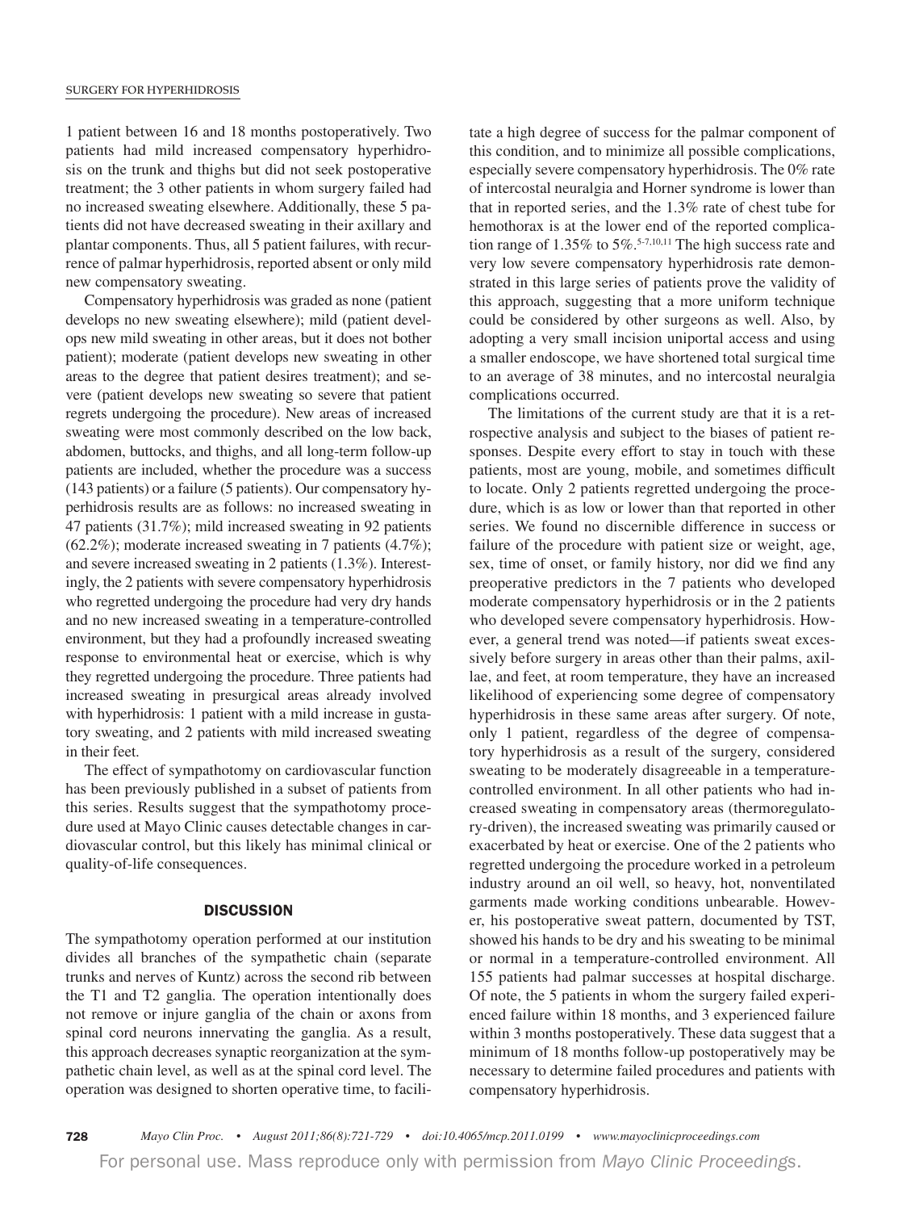1 patient between 16 and 18 months postoperatively. Two patients had mild increased compensatory hyperhidrosis on the trunk and thighs but did not seek postoperative treatment; the 3 other patients in whom surgery failed had no increased sweating elsewhere. Additionally, these 5 patients did not have decreased sweating in their axillary and plantar components. Thus, all 5 patient failures, with recurrence of palmar hyperhidrosis, reported absent or only mild new compensatory sweating.

Compensatory hyperhidrosis was graded as none (patient develops no new sweating elsewhere); mild (patient develops new mild sweating in other areas, but it does not bother patient); moderate (patient develops new sweating in other areas to the degree that patient desires treatment); and severe (patient develops new sweating so severe that patient regrets undergoing the procedure). New areas of increased sweating were most commonly described on the low back, abdomen, buttocks, and thighs, and all long-term follow-up patients are included, whether the procedure was a success (143 patients) or a failure (5 patients). Our compensatory hyperhidrosis results are as follows: no increased sweating in 47 patients (31.7%); mild increased sweating in 92 patients (62.2%); moderate increased sweating in 7 patients (4.7%); and severe increased sweating in 2 patients (1.3%). Interestingly, the 2 patients with severe compensatory hyperhidrosis who regretted undergoing the procedure had very dry hands and no new increased sweating in a temperature-controlled environment, but they had a profoundly increased sweating response to environmental heat or exercise, which is why they regretted undergoing the procedure. Three patients had increased sweating in presurgical areas already involved with hyperhidrosis: 1 patient with a mild increase in gustatory sweating, and 2 patients with mild increased sweating in their feet.

The effect of sympathotomy on cardiovascular function has been previously published in a subset of patients from this series. Results suggest that the sympathotomy procedure used at Mayo Clinic causes detectable changes in cardiovascular control, but this likely has minimal clinical or quality-of-life consequences.

## DISCUSSION

The sympathotomy operation performed at our institution divides all branches of the sympathetic chain (separate trunks and nerves of Kuntz) across the second rib between the T1 and T2 ganglia. The operation intentionally does not remove or injure ganglia of the chain or axons from spinal cord neurons innervating the ganglia. As a result, this approach decreases synaptic reorganization at the sympathetic chain level, as well as at the spinal cord level. The operation was designed to shorten operative time, to facilitate a high degree of success for the palmar component of this condition, and to minimize all possible complications, especially severe compensatory hyperhidrosis. The 0% rate of intercostal neuralgia and Horner syndrome is lower than that in reported series, and the 1.3% rate of chest tube for hemothorax is at the lower end of the reported complication range of 1.35% to 5%.[5-7,10,11] The high success rate and very low severe compensatory hyperhidrosis rate demonstrated in this large series of patients prove the validity of this approach, suggesting that a more uniform technique could be considered by other surgeons as well. Also, by adopting a very small incision uniportal access and using a smaller endoscope, we have shortened total surgical time to an average of 38 minutes, and no intercostal neuralgia complications occurred.

The limitations of the current study are that it is a retrospective analysis and subject to the biases of patient responses. Despite every effort to stay in touch with these patients, most are young, mobile, and sometimes difficult to locate. Only 2 patients regretted undergoing the procedure, which is as low or lower than that reported in other series. We found no discernible difference in success or failure of the procedure with patient size or weight, age, sex, time of onset, or family history, nor did we find any preoperative predictors in the 7 patients who developed moderate compensatory hyperhidrosis or in the 2 patients who developed severe compensatory hyperhidrosis. However, a general trend was noted—if patients sweat excessively before surgery in areas other than their palms, axillae, and feet, at room temperature, they have an increased likelihood of experiencing some degree of compensatory hyperhidrosis in these same areas after surgery. Of note, only 1 patient, regardless of the degree of compensatory hyperhidrosis as a result of the surgery, considered sweating to be moderately disagreeable in a temperature-controlled environment. In all other patients who had increased sweating in compensatory areas (thermoregulatory-driven), the increased sweating was primarily caused or exacerbated by heat or exercise. One of the 2 patients who regretted undergoing the procedure worked in a petroleum industry around an oil well, so heavy, hot, nonventilated garments made working conditions unbearable. However, his postoperative sweat pattern, documented by TST, showed his hands to be dry and his sweating to be minimal or normal in a temperature-controlled environment. All 155 patients had palmar successes at hospital discharge. Of note, the 5 patients in whom the surgery failed experienced failure within 18 months, and 3 experienced failure within 3 months postoperatively. These data suggest that a minimum of 18 months follow-up postoperatively may be necessary to determine failed procedures and patients with compensatory hyperhidrosis.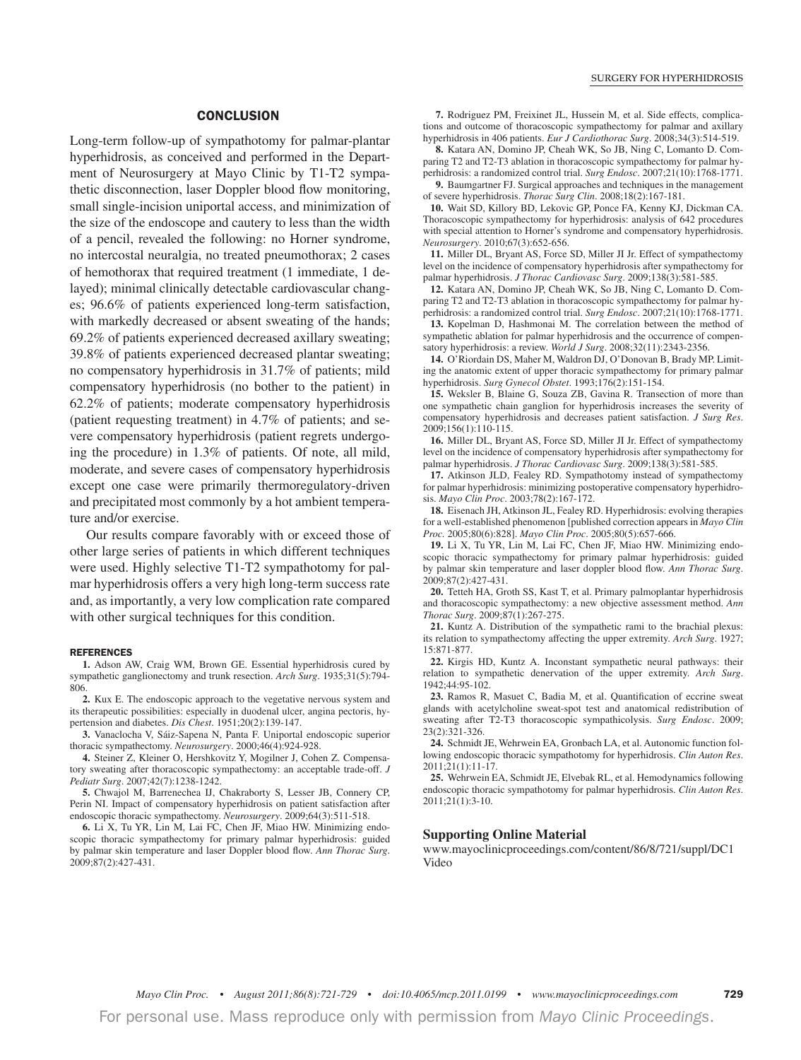## CONCLUSION

Long-term follow-up of sympathotomy for palmar-plantar hyperhidrosis, as conceived and performed in the Department of Neurosurgery at Mayo Clinic by T1-T2 sympathetic disconnection, laser Doppler blood flow monitoring, small single-incision uniportal access, and minimization of the size of the endoscope and cautery to less than the width of a pencil, revealed the following: no Horner syndrome, no intercostal neuralgia, no treated pneumothorax; 2 cases of hemothorax that required treatment (1 immediate, 1 delayed); minimal clinically detectable cardiovascular changes; 96.6% of patients experienced long-term satisfaction, with markedly decreased or absent sweating of the hands; 69.2% of patients experienced decreased axillary sweating; 39.8% of patients experienced decreased plantar sweating; no compensatory hyperhidrosis in 31.7% of patients; mild compensatory hyperhidrosis (no bother to the patient) in 62.2% of patients; moderate compensatory hyperhidrosis (patient requesting treatment) in 4.7% of patients; and severe compensatory hyperhidrosis (patient regrets undergoing the procedure) in 1.3% of patients. Of note, all mild, moderate, and severe cases of compensatory hyperhidrosis except one case were primarily thermoregulatory-driven and precipitated most commonly by a hot ambient temperature and/or exercise.

Our results compare favorably with or exceed those of other large series of patients in which different techniques were used. Highly selective T1-T2 sympathotomy for palmar hyperhidrosis offers a very high long-term success rate and, as importantly, a very low complication rate compared with other surgical techniques for this condition.

### REFERENCES

**1.** Adson AW, Craig WM, Brown GE. Essential hyperhidrosis cured by sympathetic ganglionectomy and trunk resection. *Arch Surg*. 1935;31(5):794-806.

**2.** Kux E. The endoscopic approach to the vegetative nervous system and its therapeutic possibilities: especially in duodenal ulcer, angina pectoris, hypertension and diabetes. *Dis Chest*. 1951;20(2):139-147.

**3.** Vanaclocha V, Sáiz-Sapena N, Panta F. Uniportal endoscopic superior thoracic sympathectomy. *Neurosurgery*. 2000;46(4):924-928.

**4.** Steiner Z, Kleiner O, Hershkovitz Y, Mogilner J, Cohen Z. Compensatory sweating after thoracoscopic sympathectomy: an acceptable trade-off. *J Pediatr Surg*. 2007;42(7):1238-1242.

**5.** Chwajol M, Barrenechea IJ, Chakraborty S, Lesser JB, Connery CP, Perin NI. Impact of compensatory hyperhidrosis on patient satisfaction after endoscopic thoracic sympathectomy. *Neurosurgery*. 2009;64(3):511-518.

**6.** Li X, Tu YR, Lin M, Lai FC, Chen JF, Miao HW. Minimizing endoscopic thoracic sympathectomy for primary palmar hyperhidrosis: guided by palmar skin temperature and laser Doppler blood flow. *Ann Thorac Surg*. 2009;87(2):427-431.

**7.** Rodriguez PM, Freixinet JL, Hussein M, et al. Side effects, complications and outcome of thoracoscopic sympathectomy for palmar and axillary hyperhidrosis in 406 patients. *Eur J Cardiothorac Surg*. 2008;34(3):514-519.

**8.** Katara AN, Domino JP, Cheah WK, So JB, Ning C, Lomanto D. Comparing T2 and T2-T3 ablation in thoracoscopic sympathectomy for palmar hyperhidrosis: a randomized control trial. *Surg Endosc*. 2007;21(10):1768-1771.

**9.** Baumgartner FJ. Surgical approaches and techniques in the management of severe hyperhidrosis. *Thorac Surg Clin*. 2008;18(2):167-181.

**10.** Wait SD, Killory BD, Lekovic GP, Ponce FA, Kenny KJ, Dickman CA. Thoracoscopic sympathectomy for hyperhidrosis: analysis of 642 procedures with special attention to Horner's syndrome and compensatory hyperhidrosis. *Neurosurgery*. 2010;67(3):652-656.

**11.** Miller DL, Bryant AS, Force SD, Miller JI Jr. Effect of sympathectomy level on the incidence of compensatory hyperhidrosis after sympathectomy for palmar hyperhidrosis. *J Thorac Cardiovasc Surg*. 2009;138(3):581-585.

**12.** Katara AN, Domino JP, Cheah WK, So JB, Ning C, Lomanto D. Comparing T2 and T2-T3 ablation in thoracoscopic sympathectomy for palmar hyperhidrosis: a randomized control trial. *Surg Endosc*. 2007;21(10):1768-1771.

**13.** Kopelman D, Hashmonai M. The correlation between the method of sympathetic ablation for palmar hyperhidrosis and the occurrence of compensatory hyperhidrosis: a review. *World J Surg*. 2008;32(11):2343-2356.

**14.** O'Riordain DS, Maher M, Waldron DJ, O'Donovan B, Brady MP. Limiting the anatomic extent of upper thoracic sympathectomy for primary palmar hyperhidrosis. *Surg Gynecol Obstet*. 1993;176(2):151-154.

**15.** Weksler B, Blaine G, Souza ZB, Gavina R. Transection of more than one sympathetic chain ganglion for hyperhidrosis increases the severity of compensatory hyperhidrosis and decreases patient satisfaction. *J Surg Res*. 2009;156(1):110-115.

**16.** Miller DL, Bryant AS, Force SD, Miller JI Jr. Effect of sympathectomy level on the incidence of compensatory hyperhidrosis after sympathectomy for palmar hyperhidrosis. *J Thorac Cardiovasc Surg*. 2009;138(3):581-585.

**17.** Atkinson JLD, Fealey RD. Sympathotomy instead of sympathectomy for palmar hyperhidrosis: minimizing postoperative compensatory hyperhidrosis. *Mayo Clin Proc*. 2003;78(2):167-172.

**18.** Eisenach JH, Atkinson JL, Fealey RD. Hyperhidrosis: evolving therapies for a well-established phenomenon [published correction appears in *Mayo Clin Proc*. 2005;80(6):828]. *Mayo Clin Proc*. 2005;80(5):657-666.

**19.** Li X, Tu YR, Lin M, Lai FC, Chen JF, Miao HW. Minimizing endoscopic thoracic sympathectomy for primary palmar hyperhidrosis: guided by palmar skin temperature and laser doppler blood flow. *Ann Thorac Surg*. 2009;87(2):427-431.

**20.** Tetteh HA, Groth SS, Kast T, et al. Primary palmoplantar hyperhidrosis and thoracoscopic sympathectomy: a new objective assessment method. *Ann Thorac Surg*. 2009;87(1):267-275.

**21.** Kuntz A. Distribution of the sympathetic rami to the brachial plexus: its relation to sympathectomy affecting the upper extremity. *Arch Surg*. 1927; 15:871-877.

**22.** Kirgis HD, Kuntz A. Inconstant sympathetic neural pathways: their relation to sympathetic denervation of the upper extremity. *Arch Surg*. 1942;44:95-102.

**23.** Ramos R, Masuet C, Badia M, et al. Quantification of eccrine sweat glands with acetylcholine sweat-spot test and anatomical redistribution of sweating after T2-T3 thoracoscopic sympathicolysis. *Surg Endosc*. 2009; 23(2):321-326.

**24.** Schmidt JE, Wehrwein EA, Gronbach LA, et al. Autonomic function following endoscopic thoracic sympathotomy for hyperhidrosis. *Clin Auton Res*. 2011;21(1):11-17.

**25.** Wehrwein EA, Schmidt JE, Elvebak RL, et al. Hemodynamics following endoscopic thoracic sympathotomy for palmar hyperhidrosis. *Clin Auton Res*. 2011;21(1):3-10.

### Supporting Online Material

www.mayoclinicproceedings.com/content/86/8/721/suppl/DC1
Video